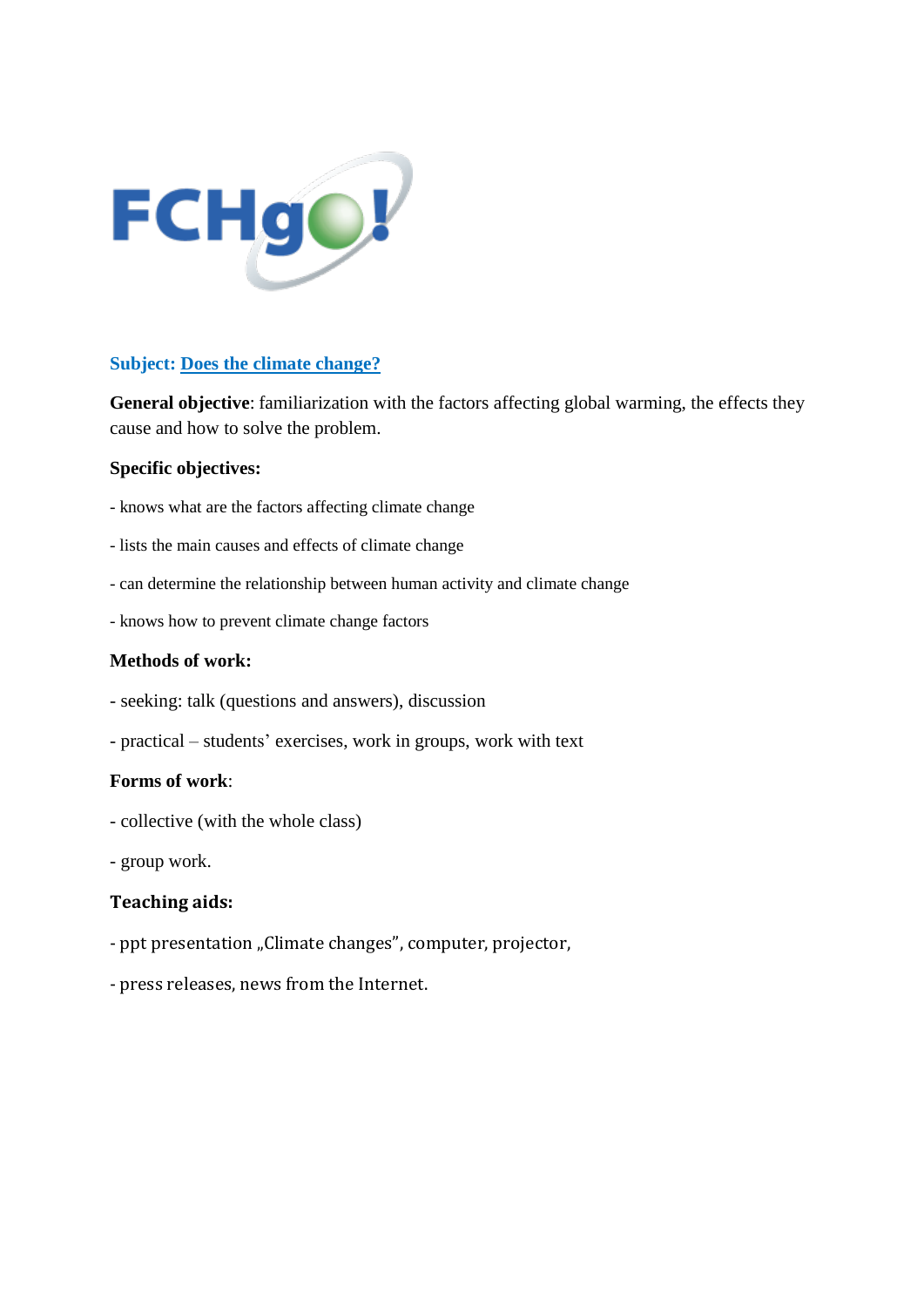**Subject: Does the climate change?**

**General objective**: familiarization with the factors affecting global warming, the effects they cause and how to solve the problem.

**Specific objectives:**

- knows what are the factors affecting climate change
- lists the main causes and effects of climate change
- can determine the relationship between human activity and climate change
- knows how to prevent climate change factors

**Methods of work:**

- seeking: talk (questions and answers), discussion
- practical – students' exercises, work in groups, work with text

**Forms of work**:

- collective (with the whole class)
- group work.

**Teaching aids:**

- ppt presentation „Climate changes", computer, projector,
- press releases, news from the Internet.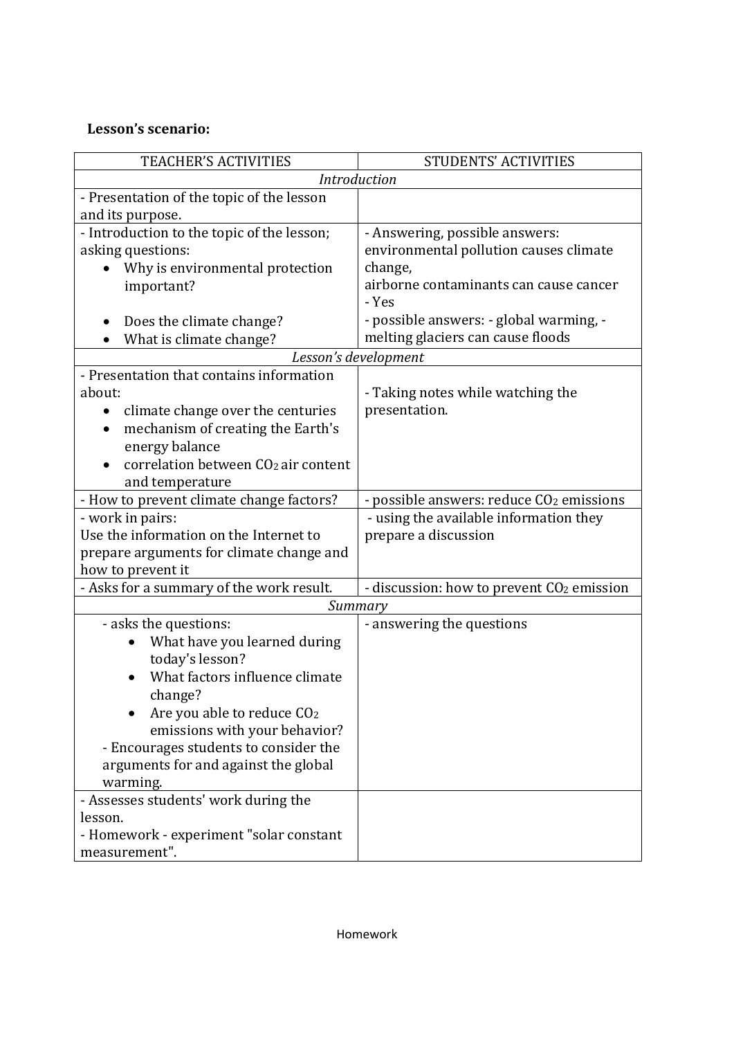**Lesson's scenario:**

| TEACHER'S ACTIVITIES | STUDENTS' ACTIVITIES |
|---|---|
| *Introduction* | |
| - Presentation of the topic of the lesson and its purpose. | |
| - Introduction to the topic of the lesson; asking questions:<br>• Why is environmental protection important?<br>• Does the climate change?<br>• What is climate change? | - Answering, possible answers: environmental pollution causes climate change,<br>airborne contaminants can cause cancer<br>- Yes<br>- possible answers: - global warming, - melting glaciers can cause floods |
| *Lesson's development* | |
| - Presentation that contains information about:<br>• climate change over the centuries<br>• mechanism of creating the Earth's energy balance<br>• correlation between $CO_2$ air content and temperature | - Taking notes while watching the presentation. |
| - How to prevent climate change factors? | - possible answers: reduce $CO_2$ emissions |
| - work in pairs:<br>Use the information on the Internet to prepare arguments for climate change and how to prevent it | - using the available information they prepare a discussion |
| - Asks for a summary of the work result. | - discussion: how to prevent $CO_2$ emission |
| *Summary* | |
| - asks the questions:<br>• What have you learned during today's lesson?<br>• What factors influence climate change?<br>• Are you able to reduce $CO_2$ emissions with your behavior?<br>- Encourages students to consider the arguments for and against the global warming. | - answering the questions |
| - Assesses students' work during the lesson.<br>- Homework - experiment "solar constant measurement". | |

Homework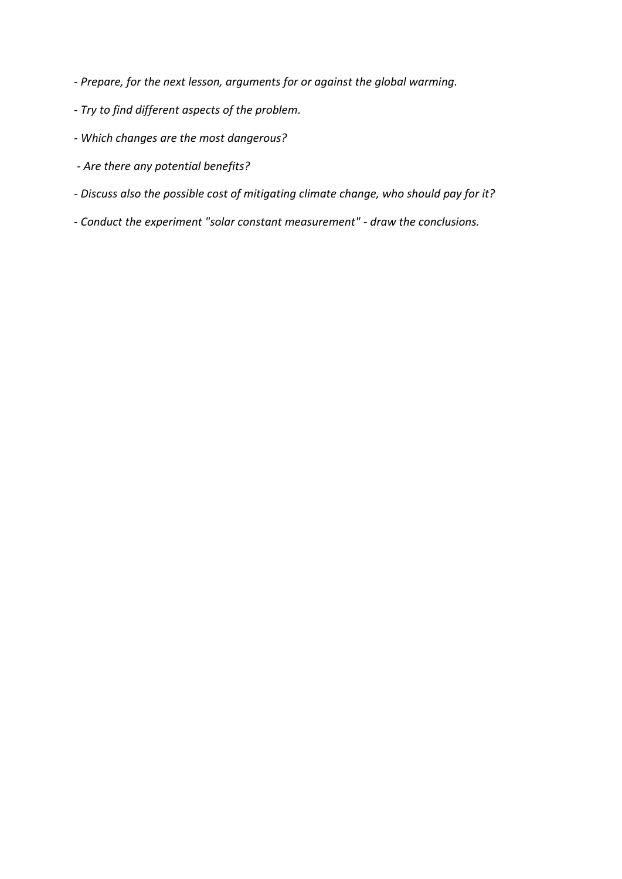- *Prepare, for the next lesson, arguments for or against the global warming.*
- *Try to find different aspects of the problem.*
- *Which changes are the most dangerous?*
- *Are there any potential benefits?*
- *Discuss also the possible cost of mitigating climate change, who should pay for it?*
- *Conduct the experiment "solar constant measurement" - draw the conclusions.*